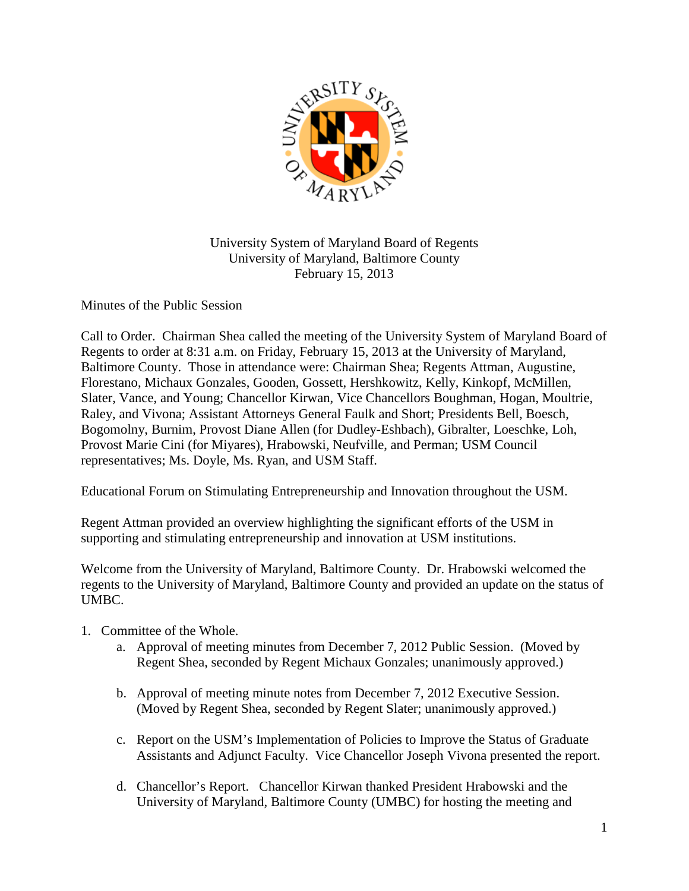University System of Maryland Board of Regents
University of Maryland, Baltimore County
February 15, 2013

Minutes of the Public Session

Call to Order. Chairman Shea called the meeting of the University System of Maryland Board of Regents to order at 8:31 a.m. on Friday, February 15, 2013 at the University of Maryland, Baltimore County. Those in attendance were: Chairman Shea; Regents Attman, Augustine, Florestano, Michaux Gonzales, Gooden, Gossett, Hershkowitz, Kelly, Kinkopf, McMillen, Slater, Vance, and Young; Chancellor Kirwan, Vice Chancellors Boughman, Hogan, Moultrie, Raley, and Vivona; Assistant Attorneys General Faulk and Short; Presidents Bell, Boesch, Bogomolny, Burnim, Provost Diane Allen (for Dudley-Eshbach), Gibralter, Loeschke, Loh, Provost Marie Cini (for Miyares), Hrabowski, Neufville, and Perman; USM Council representatives; Ms. Doyle, Ms. Ryan, and USM Staff.

Educational Forum on Stimulating Entrepreneurship and Innovation throughout the USM.

Regent Attman provided an overview highlighting the significant efforts of the USM in supporting and stimulating entrepreneurship and innovation at USM institutions.

Welcome from the University of Maryland, Baltimore County. Dr. Hrabowski welcomed the regents to the University of Maryland, Baltimore County and provided an update on the status of UMBC.

1. Committee of the Whole.
    a. Approval of meeting minutes from December 7, 2012 Public Session. (Moved by Regent Shea, seconded by Regent Michaux Gonzales; unanimously approved.)

    b. Approval of meeting minute notes from December 7, 2012 Executive Session. (Moved by Regent Shea, seconded by Regent Slater; unanimously approved.)

    c. Report on the USM's Implementation of Policies to Improve the Status of Graduate Assistants and Adjunct Faculty. Vice Chancellor Joseph Vivona presented the report.

    d. Chancellor's Report. Chancellor Kirwan thanked President Hrabowski and the University of Maryland, Baltimore County (UMBC) for hosting the meeting and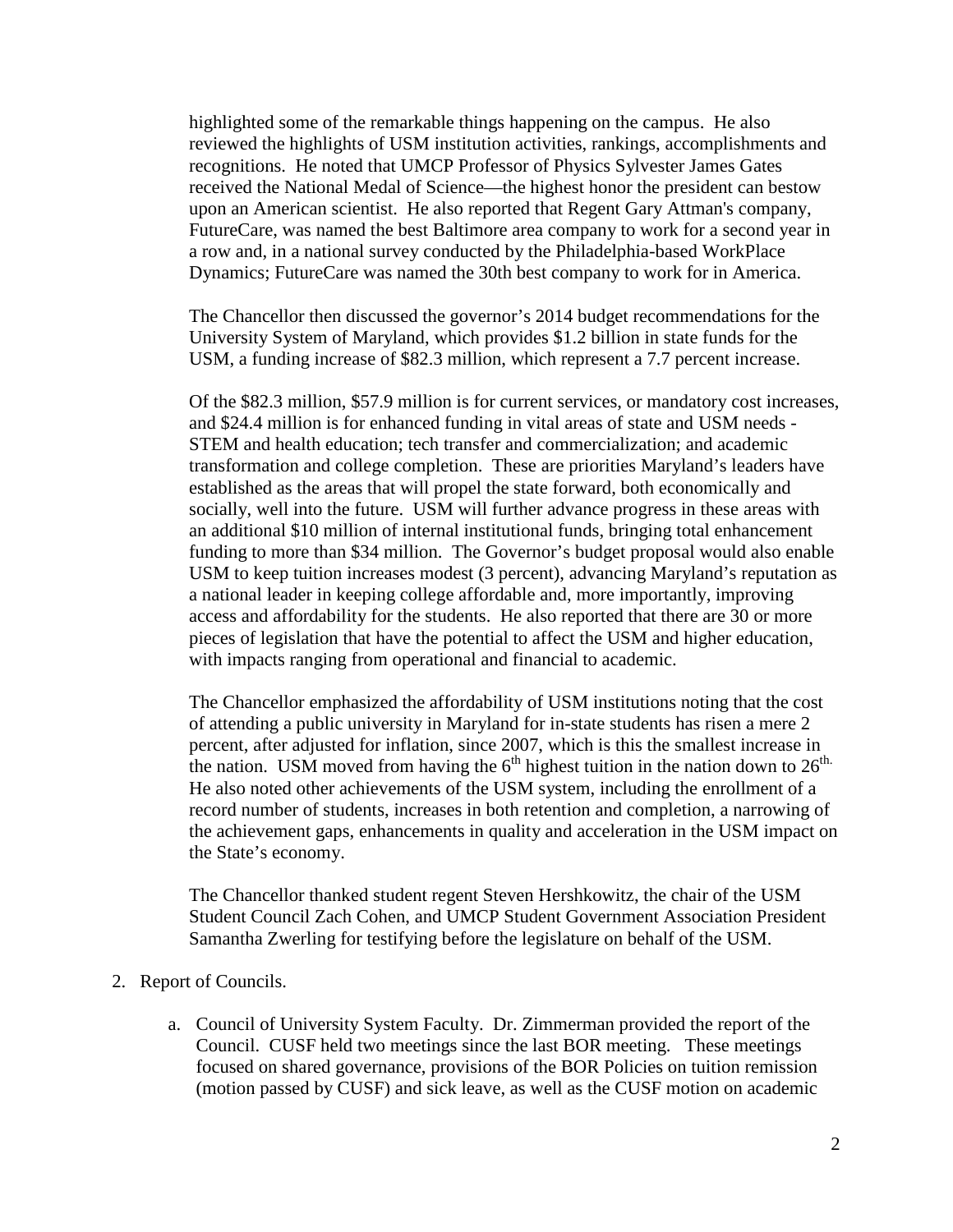highlighted some of the remarkable things happening on the campus. He also reviewed the highlights of USM institution activities, rankings, accomplishments and recognitions. He noted that UMCP Professor of Physics Sylvester James Gates received the National Medal of Science—the highest honor the president can bestow upon an American scientist. He also reported that Regent Gary Attman's company, FutureCare, was named the best Baltimore area company to work for a second year in a row and, in a national survey conducted by the Philadelphia-based WorkPlace Dynamics; FutureCare was named the 30th best company to work for in America.

The Chancellor then discussed the governor's 2014 budget recommendations for the University System of Maryland, which provides $1.2 billion in state funds for the USM, a funding increase of $82.3 million, which represent a 7.7 percent increase.

Of the $82.3 million, $57.9 million is for current services, or mandatory cost increases, and $24.4 million is for enhanced funding in vital areas of state and USM needs - STEM and health education; tech transfer and commercialization; and academic transformation and college completion. These are priorities Maryland's leaders have established as the areas that will propel the state forward, both economically and socially, well into the future. USM will further advance progress in these areas with an additional $10 million of internal institutional funds, bringing total enhancement funding to more than $34 million. The Governor's budget proposal would also enable USM to keep tuition increases modest (3 percent), advancing Maryland's reputation as a national leader in keeping college affordable and, more importantly, improving access and affordability for the students. He also reported that there are 30 or more pieces of legislation that have the potential to affect the USM and higher education, with impacts ranging from operational and financial to academic.

The Chancellor emphasized the affordability of USM institutions noting that the cost of attending a public university in Maryland for in-state students has risen a mere 2 percent, after adjusted for inflation, since 2007, which is this the smallest increase in the nation. USM moved from having the 6th highest tuition in the nation down to 26th. He also noted other achievements of the USM system, including the enrollment of a record number of students, increases in both retention and completion, a narrowing of the achievement gaps, enhancements in quality and acceleration in the USM impact on the State's economy.

The Chancellor thanked student regent Steven Hershkowitz, the chair of the USM Student Council Zach Cohen, and UMCP Student Government Association President Samantha Zwerling for testifying before the legislature on behalf of the USM.

2. Report of Councils.

   a. Council of University System Faculty. Dr. Zimmerman provided the report of the Council. CUSF held two meetings since the last BOR meeting. These meetings focused on shared governance, provisions of the BOR Policies on tuition remission (motion passed by CUSF) and sick leave, as well as the CUSF motion on academic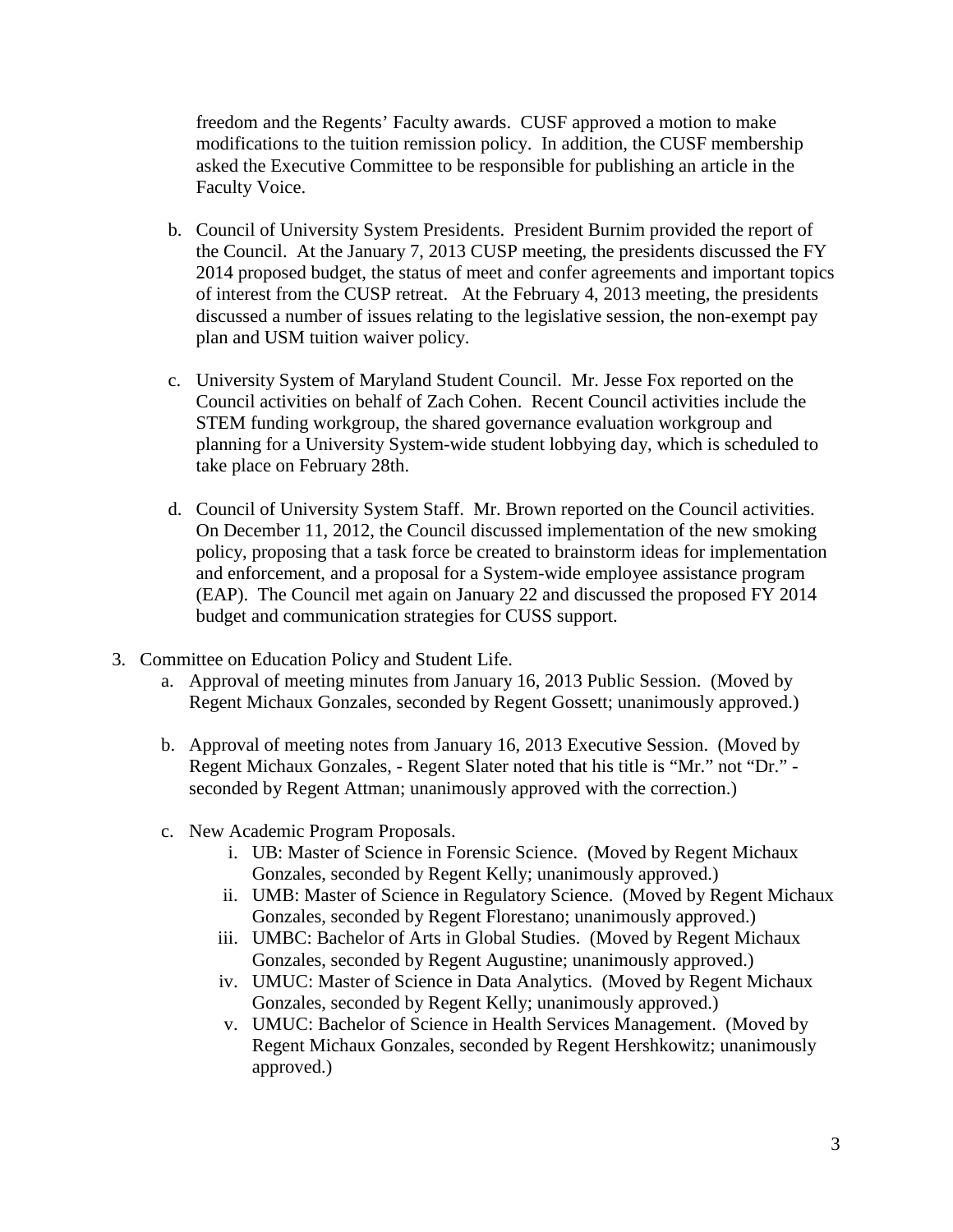freedom and the Regents' Faculty awards. CUSF approved a motion to make modifications to the tuition remission policy. In addition, the CUSF membership asked the Executive Committee to be responsible for publishing an article in the Faculty Voice.

b. Council of University System Presidents. President Burnim provided the report of the Council. At the January 7, 2013 CUSP meeting, the presidents discussed the FY 2014 proposed budget, the status of meet and confer agreements and important topics of interest from the CUSP retreat. At the February 4, 2013 meeting, the presidents discussed a number of issues relating to the legislative session, the non-exempt pay plan and USM tuition waiver policy.

c. University System of Maryland Student Council. Mr. Jesse Fox reported on the Council activities on behalf of Zach Cohen. Recent Council activities include the STEM funding workgroup, the shared governance evaluation workgroup and planning for a University System-wide student lobbying day, which is scheduled to take place on February 28th.

d. Council of University System Staff. Mr. Brown reported on the Council activities. On December 11, 2012, the Council discussed implementation of the new smoking policy, proposing that a task force be created to brainstorm ideas for implementation and enforcement, and a proposal for a System-wide employee assistance program (EAP). The Council met again on January 22 and discussed the proposed FY 2014 budget and communication strategies for CUSS support.

3. Committee on Education Policy and Student Life.
   a. Approval of meeting minutes from January 16, 2013 Public Session. (Moved by Regent Michaux Gonzales, seconded by Regent Gossett; unanimously approved.)

   b. Approval of meeting notes from January 16, 2013 Executive Session. (Moved by Regent Michaux Gonzales, - Regent Slater noted that his title is "Mr." not "Dr." - seconded by Regent Attman; unanimously approved with the correction.)

   c. New Academic Program Proposals.
      i. UB: Master of Science in Forensic Science. (Moved by Regent Michaux Gonzales, seconded by Regent Kelly; unanimously approved.)
      ii. UMB: Master of Science in Regulatory Science. (Moved by Regent Michaux Gonzales, seconded by Regent Florestano; unanimously approved.)
      iii. UMBC: Bachelor of Arts in Global Studies. (Moved by Regent Michaux Gonzales, seconded by Regent Augustine; unanimously approved.)
      iv. UMUC: Master of Science in Data Analytics. (Moved by Regent Michaux Gonzales, seconded by Regent Kelly; unanimously approved.)
      v. UMUC: Bachelor of Science in Health Services Management. (Moved by Regent Michaux Gonzales, seconded by Regent Hershkowitz; unanimously approved.)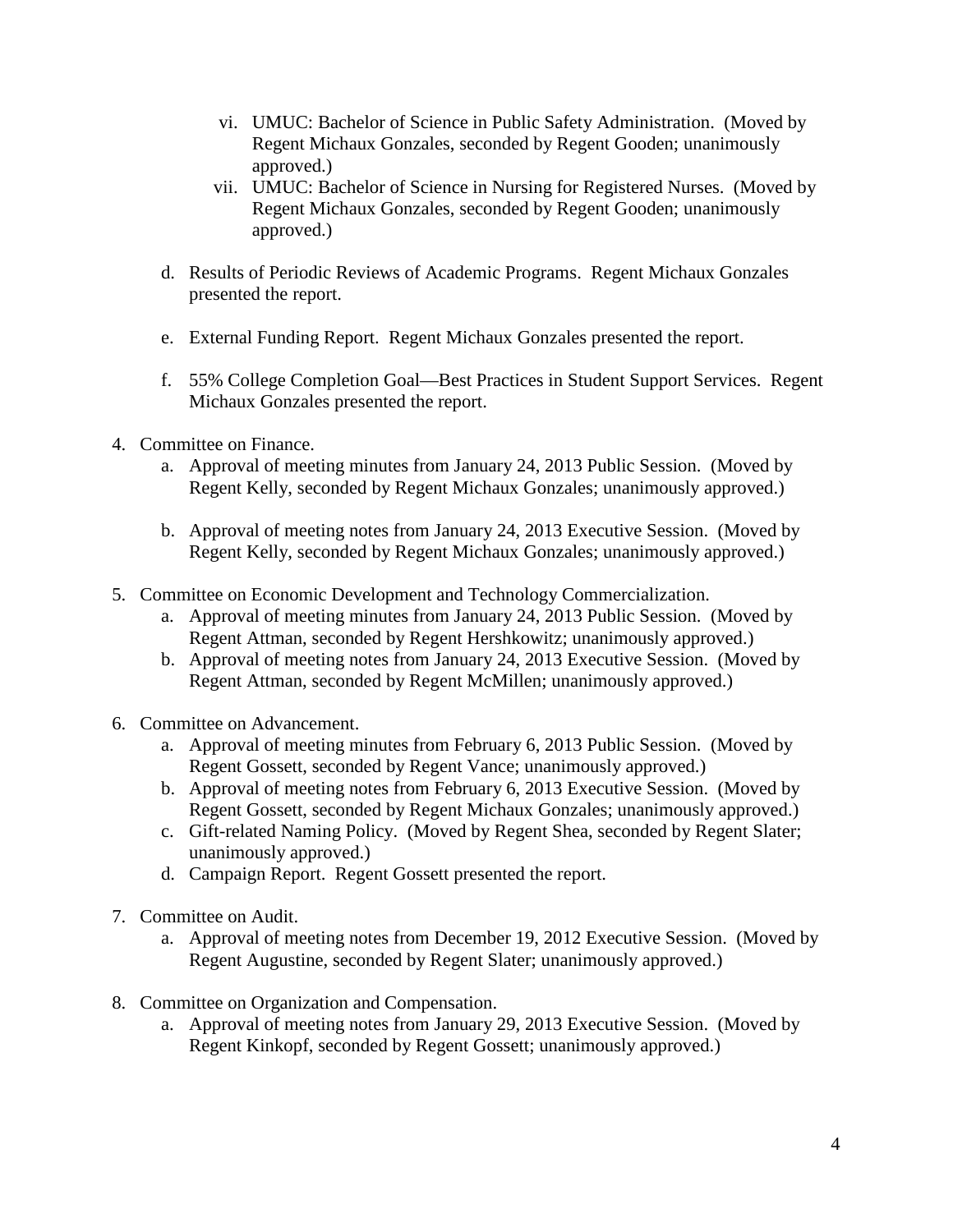- vi. UMUC: Bachelor of Science in Public Safety Administration. (Moved by Regent Michaux Gonzales, seconded by Regent Gooden; unanimously approved.)
- vii. UMUC: Bachelor of Science in Nursing for Registered Nurses. (Moved by Regent Michaux Gonzales, seconded by Regent Gooden; unanimously approved.)

d. Results of Periodic Reviews of Academic Programs. Regent Michaux Gonzales presented the report.

e. External Funding Report. Regent Michaux Gonzales presented the report.

f. 55% College Completion Goal—Best Practices in Student Support Services. Regent Michaux Gonzales presented the report.

4. Committee on Finance.
   a. Approval of meeting minutes from January 24, 2013 Public Session. (Moved by Regent Kelly, seconded by Regent Michaux Gonzales; unanimously approved.)

   b. Approval of meeting notes from January 24, 2013 Executive Session. (Moved by Regent Kelly, seconded by Regent Michaux Gonzales; unanimously approved.)

5. Committee on Economic Development and Technology Commercialization.
   a. Approval of meeting minutes from January 24, 2013 Public Session. (Moved by Regent Attman, seconded by Regent Hershkowitz; unanimously approved.)
   b. Approval of meeting notes from January 24, 2013 Executive Session. (Moved by Regent Attman, seconded by Regent McMillen; unanimously approved.)

6. Committee on Advancement.
   a. Approval of meeting minutes from February 6, 2013 Public Session. (Moved by Regent Gossett, seconded by Regent Vance; unanimously approved.)
   b. Approval of meeting notes from February 6, 2013 Executive Session. (Moved by Regent Gossett, seconded by Regent Michaux Gonzales; unanimously approved.)
   c. Gift-related Naming Policy. (Moved by Regent Shea, seconded by Regent Slater; unanimously approved.)
   d. Campaign Report. Regent Gossett presented the report.

7. Committee on Audit.
   a. Approval of meeting notes from December 19, 2012 Executive Session. (Moved by Regent Augustine, seconded by Regent Slater; unanimously approved.)

8. Committee on Organization and Compensation.
   a. Approval of meeting notes from January 29, 2013 Executive Session. (Moved by Regent Kinkopf, seconded by Regent Gossett; unanimously approved.)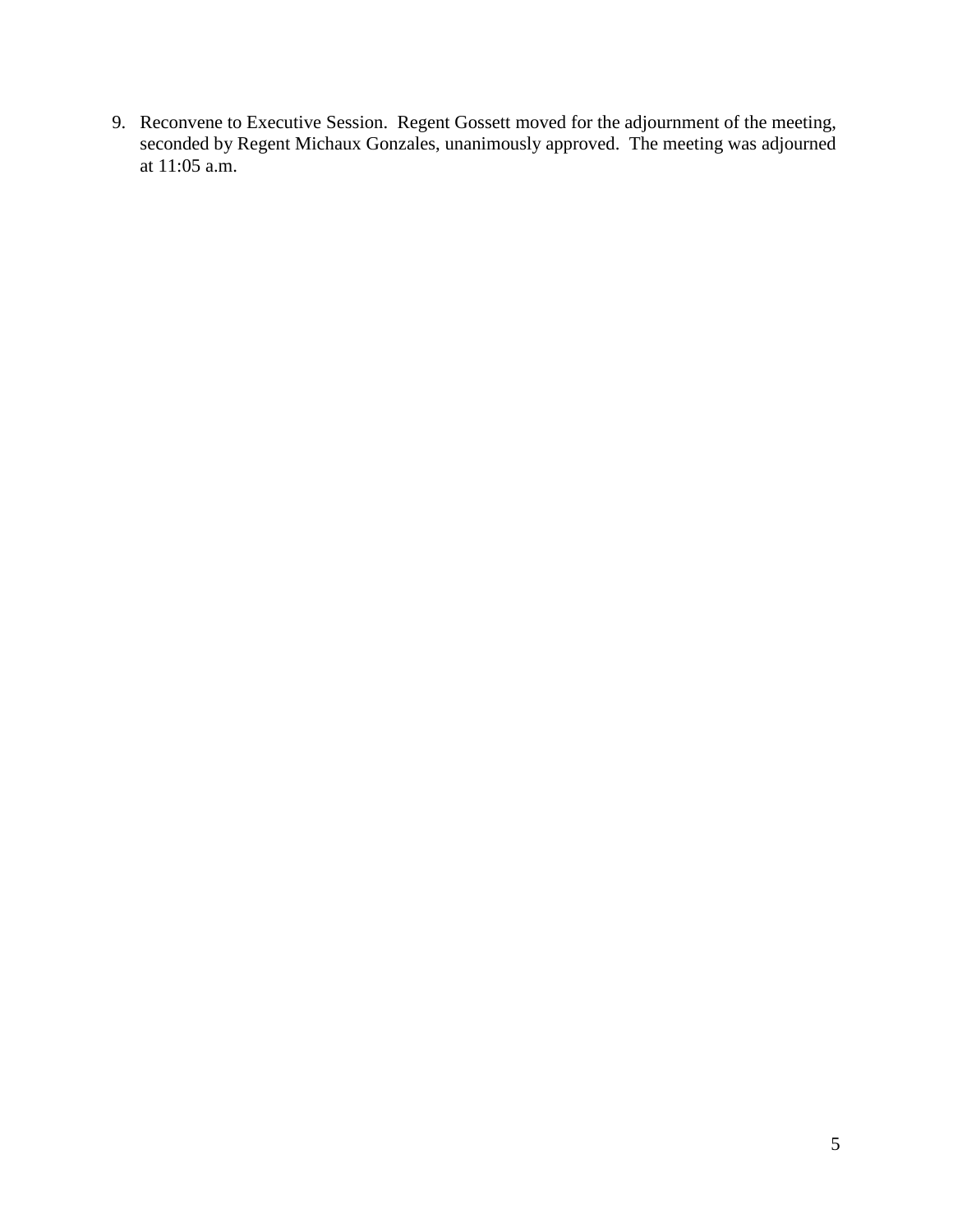9. Reconvene to Executive Session. Regent Gossett moved for the adjournment of the meeting, seconded by Regent Michaux Gonzales, unanimously approved. The meeting was adjourned at 11:05 a.m.